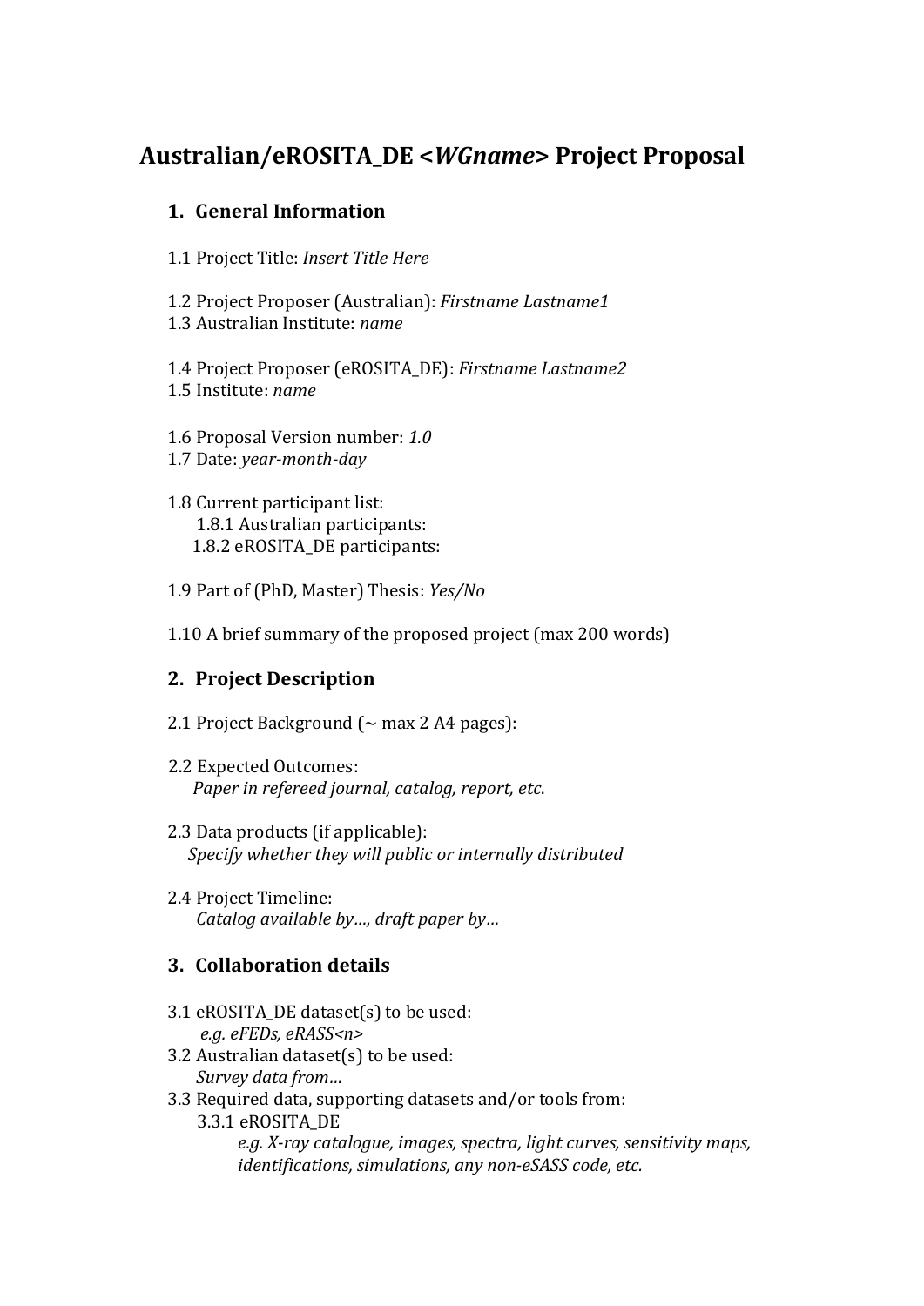# Australian/eROSITA_DE <*WGname*> Project Proposal

## 1. General Information

1.1 Project Title: *Insert Title Here*

1.2 Project Proposer (Australian): *Firstname Lastname1*
1.3 Australian Institute: *name*

1.4 Project Proposer (eROSITA_DE): *Firstname Lastname2*
1.5 Institute: *name*

1.6 Proposal Version number: *1.0*
1.7 Date: *year-month-day*

1.8 Current participant list:
  1.8.1 Australian participants:
  1.8.2 eROSITA_DE participants:

1.9 Part of (PhD, Master) Thesis: *Yes/No*

1.10 A brief summary of the proposed project (max 200 words)

## 2. Project Description

2.1 Project Background (~ max 2 A4 pages):

2.2 Expected Outcomes:
  *Paper in refereed journal, catalog, report, etc*.

2.3 Data products (if applicable):
  *Specify whether they will public or internally distributed*

2.4 Project Timeline:
  *Catalog available by…, draft paper by…*

## 3. Collaboration details

3.1 eROSITA_DE dataset(s) to be used:
  *e.g. eFEDs, eRASS<n>*
3.2 Australian dataset(s) to be used:
  *Survey data from…*
3.3 Required data, supporting datasets and/or tools from:
  3.3.1 eROSITA_DE
    *e.g. X-ray catalogue, images, spectra, light curves, sensitivity maps, identifications, simulations, any non-eSASS code, etc.*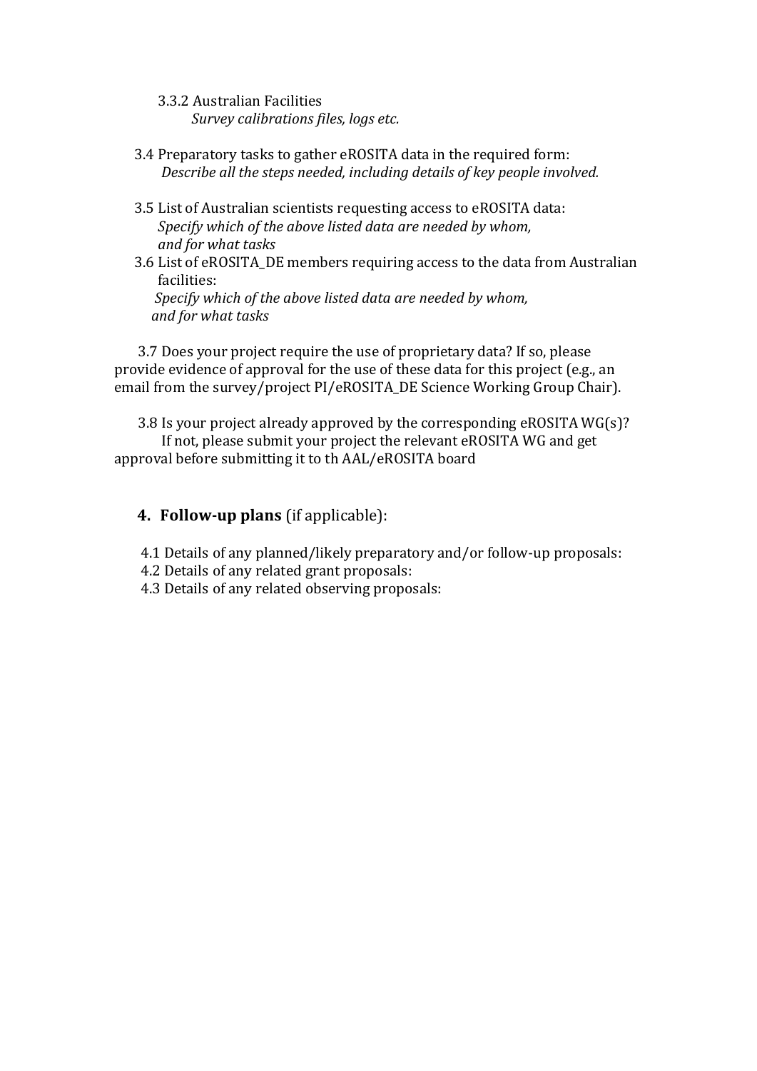3.3.2 Australian Facilities

*Survey calibrations files, logs etc.*

3.4 Preparatory tasks to gather eROSITA data in the required form:

*Describe all the steps needed, including details of key people involved.*

3.5 List of Australian scientists requesting access to eROSITA data:

*Specify which of the above listed data are needed by whom, and for what tasks*

3.6 List of eROSITA_DE members requiring access to the data from Australian facilities:

*Specify which of the above listed data are needed by whom, and for what tasks*

3.7 Does your project require the use of proprietary data? If so, please provide evidence of approval for the use of these data for this project (e.g., an email from the survey/project PI/eROSITA_DE Science Working Group Chair).

3.8 Is your project already approved by the corresponding eROSITA WG(s)? If not, please submit your project the relevant eROSITA WG and get approval before submitting it to th AAL/eROSITA board

## 4. **Follow-up plans** (if applicable):

4.1 Details of any planned/likely preparatory and/or follow-up proposals:

4.2 Details of any related grant proposals:

4.3 Details of any related observing proposals: